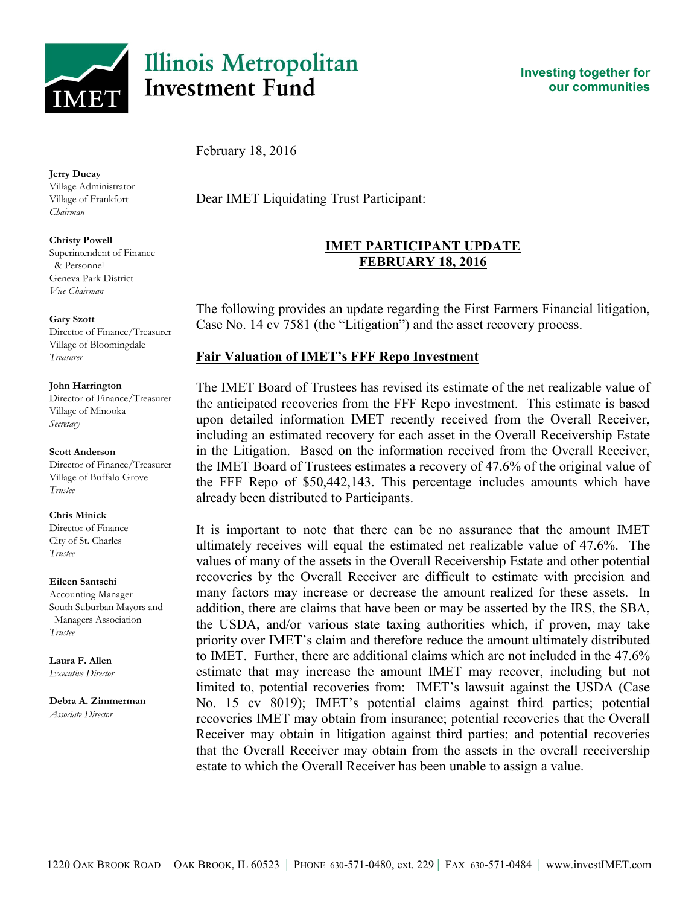# Illinois Metropolitan Investment Fund

Investing together for our communities

**Jerry Ducay**
Village Administrator
Village of Frankfort
*Chairman*

**Christy Powell**
Superintendent of Finance & Personnel
Geneva Park District
*Vice Chairman*

**Gary Szott**
Director of Finance/Treasurer
Village of Bloomingdale
*Treasurer*

**John Harrington**
Director of Finance/Treasurer
Village of Minooka
*Secretary*

**Scott Anderson**
Director of Finance/Treasurer
Village of Buffalo Grove
*Trustee*

**Chris Minick**
Director of Finance
City of St. Charles
*Trustee*

**Eileen Santschi**
Accounting Manager
South Suburban Mayors and Managers Association
*Trustee*

**Laura F. Allen**
*Executive Director*

**Debra A. Zimmerman**
*Associate Director*

February 18, 2016

Dear IMET Liquidating Trust Participant:

## IMET PARTICIPANT UPDATE
## FEBRUARY 18, 2016

The following provides an update regarding the First Farmers Financial litigation, Case No. 14 cv 7581 (the "Litigation") and the asset recovery process.

### Fair Valuation of IMET's FFF Repo Investment

The IMET Board of Trustees has revised its estimate of the net realizable value of the anticipated recoveries from the FFF Repo investment. This estimate is based upon detailed information IMET recently received from the Overall Receiver, including an estimated recovery for each asset in the Overall Receivership Estate in the Litigation. Based on the information received from the Overall Receiver, the IMET Board of Trustees estimates a recovery of 47.6% of the original value of the FFF Repo of $50,442,143. This percentage includes amounts which have already been distributed to Participants.

It is important to note that there can be no assurance that the amount IMET ultimately receives will equal the estimated net realizable value of 47.6%. The values of many of the assets in the Overall Receivership Estate and other potential recoveries by the Overall Receiver are difficult to estimate with precision and many factors may increase or decrease the amount realized for these assets. In addition, there are claims that have been or may be asserted by the IRS, the SBA, the USDA, and/or various state taxing authorities which, if proven, may take priority over IMET's claim and therefore reduce the amount ultimately distributed to IMET. Further, there are additional claims which are not included in the 47.6% estimate that may increase the amount IMET may recover, including but not limited to, potential recoveries from: IMET's lawsuit against the USDA (Case No. 15 cv 8019); IMET's potential claims against third parties; potential recoveries IMET may obtain from insurance; potential recoveries that the Overall Receiver may obtain in litigation against third parties; and potential recoveries that the Overall Receiver may obtain from the assets in the overall receivership estate to which the Overall Receiver has been unable to assign a value.

1220 Oak Brook Road | Oak Brook, IL 60523 | Phone 630-571-0480, ext. 229 | Fax 630-571-0484 | www.investIMET.com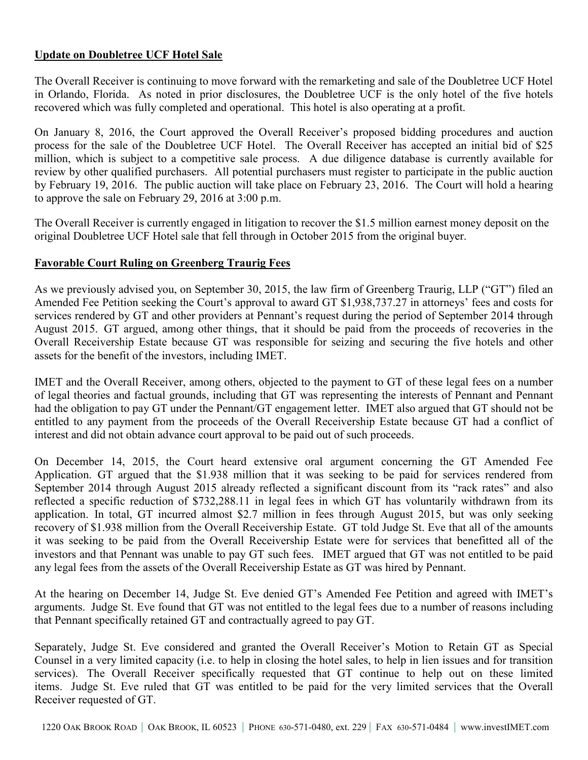**Update on Doubletree UCF Hotel Sale**

The Overall Receiver is continuing to move forward with the remarketing and sale of the Doubletree UCF Hotel in Orlando, Florida. As noted in prior disclosures, the Doubletree UCF is the only hotel of the five hotels recovered which was fully completed and operational. This hotel is also operating at a profit.

On January 8, 2016, the Court approved the Overall Receiver's proposed bidding procedures and auction process for the sale of the Doubletree UCF Hotel. The Overall Receiver has accepted an initial bid of $25 million, which is subject to a competitive sale process. A due diligence database is currently available for review by other qualified purchasers. All potential purchasers must register to participate in the public auction by February 19, 2016. The public auction will take place on February 23, 2016. The Court will hold a hearing to approve the sale on February 29, 2016 at 3:00 p.m.

The Overall Receiver is currently engaged in litigation to recover the $1.5 million earnest money deposit on the original Doubletree UCF Hotel sale that fell through in October 2015 from the original buyer.

**Favorable Court Ruling on Greenberg Traurig Fees**

As we previously advised you, on September 30, 2015, the law firm of Greenberg Traurig, LLP ("GT") filed an Amended Fee Petition seeking the Court's approval to award GT $1,938,737.27 in attorneys' fees and costs for services rendered by GT and other providers at Pennant's request during the period of September 2014 through August 2015. GT argued, among other things, that it should be paid from the proceeds of recoveries in the Overall Receivership Estate because GT was responsible for seizing and securing the five hotels and other assets for the benefit of the investors, including IMET.

IMET and the Overall Receiver, among others, objected to the payment to GT of these legal fees on a number of legal theories and factual grounds, including that GT was representing the interests of Pennant and Pennant had the obligation to pay GT under the Pennant/GT engagement letter. IMET also argued that GT should not be entitled to any payment from the proceeds of the Overall Receivership Estate because GT had a conflict of interest and did not obtain advance court approval to be paid out of such proceeds.

On December 14, 2015, the Court heard extensive oral argument concerning the GT Amended Fee Application. GT argued that the $1.938 million that it was seeking to be paid for services rendered from September 2014 through August 2015 already reflected a significant discount from its "rack rates" and also reflected a specific reduction of $732,288.11 in legal fees in which GT has voluntarily withdrawn from its application. In total, GT incurred almost $2.7 million in fees through August 2015, but was only seeking recovery of $1.938 million from the Overall Receivership Estate. GT told Judge St. Eve that all of the amounts it was seeking to be paid from the Overall Receivership Estate were for services that benefitted all of the investors and that Pennant was unable to pay GT such fees. IMET argued that GT was not entitled to be paid any legal fees from the assets of the Overall Receivership Estate as GT was hired by Pennant.

At the hearing on December 14, Judge St. Eve denied GT's Amended Fee Petition and agreed with IMET's arguments. Judge St. Eve found that GT was not entitled to the legal fees due to a number of reasons including that Pennant specifically retained GT and contractually agreed to pay GT.

Separately, Judge St. Eve considered and granted the Overall Receiver's Motion to Retain GT as Special Counsel in a very limited capacity (i.e. to help in closing the hotel sales, to help in lien issues and for transition services). The Overall Receiver specifically requested that GT continue to help out on these limited items. Judge St. Eve ruled that GT was entitled to be paid for the very limited services that the Overall Receiver requested of GT.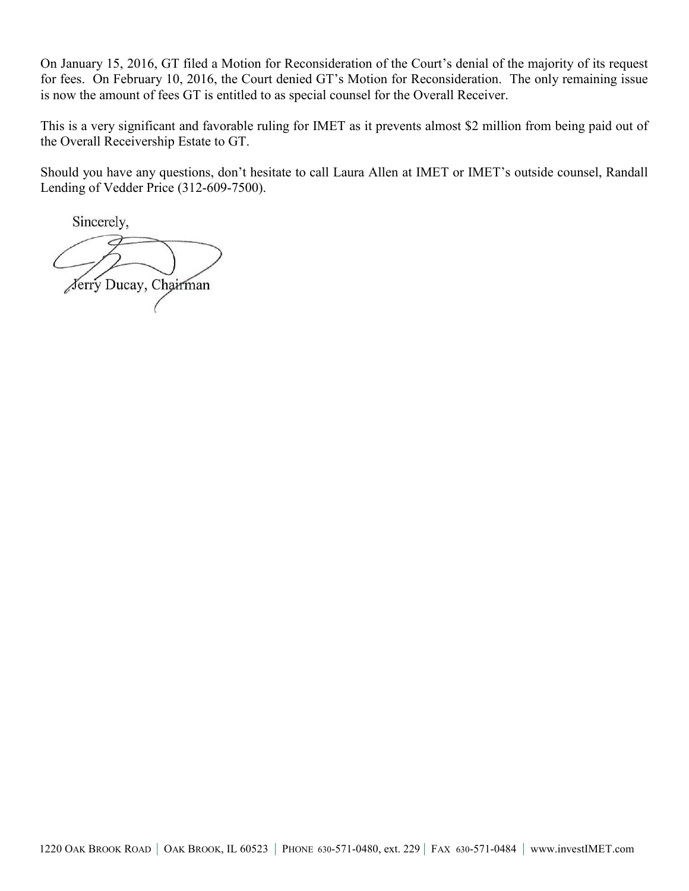On January 15, 2016, GT filed a Motion for Reconsideration of the Court's denial of the majority of its request for fees. On February 10, 2016, the Court denied GT's Motion for Reconsideration. The only remaining issue is now the amount of fees GT is entitled to as special counsel for the Overall Receiver.

This is a very significant and favorable ruling for IMET as it prevents almost $2 million from being paid out of the Overall Receivership Estate to GT.

Should you have any questions, don't hesitate to call Laura Allen at IMET or IMET's outside counsel, Randall Lending of Vedder Price (312-609-7500).

Sincerely,

Jerry Ducay, Chairman

1220 Oak Brook Road | Oak Brook, IL 60523 | Phone 630-571-0480, ext. 229 | Fax 630-571-0484 | www.investIMET.com